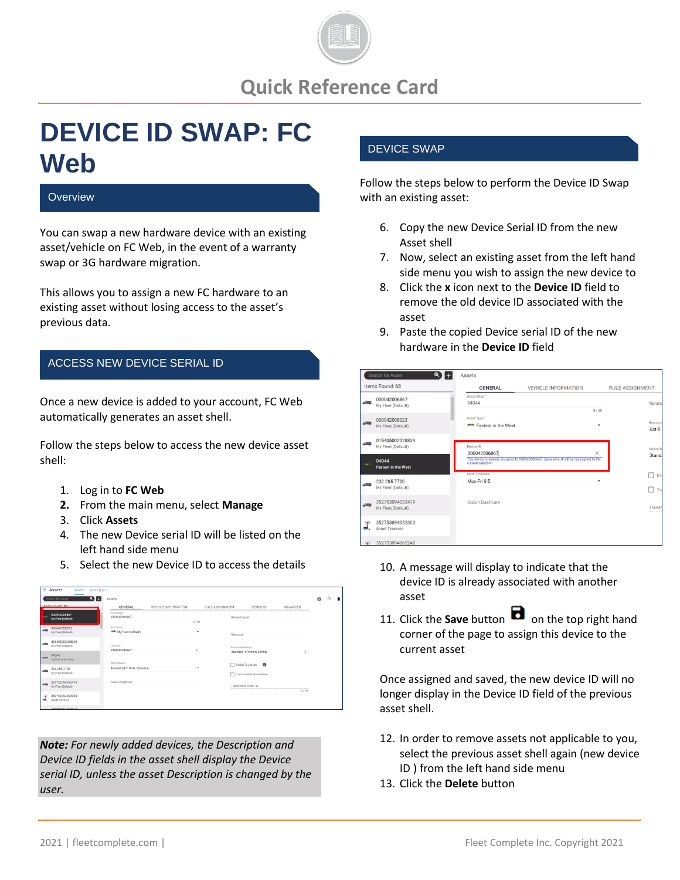# Quick Reference Card

# DEVICE ID SWAP: FC Web

## Overview

You can swap a new hardware device with an existing asset/vehicle on FC Web, in the event of a warranty swap or 3G hardware migration.

This allows you to assign a new FC hardware to an existing asset without losing access to the asset's previous data.

## ACCESS NEW DEVICE SERIAL ID

Once a new device is added to your account, FC Web automatically generates an asset shell.

Follow the steps below to access the new device asset shell:

1. Log in to **FC Web**
2. From the main menu, select **Manage**
3. Click **Assets**
4. The new Device serial ID will be listed on the left hand side menu
5. Select the new Device ID to access the details

***Note:*** *For newly added devices, the Description and Device ID fields in the asset shell display the Device serial ID, unless the asset Description is changed by the user.*

## DEVICE SWAP

Follow the steps below to perform the Device ID Swap with an existing asset:

6. Copy the new Device Serial ID from the new Asset shell
7. Now, select an existing asset from the left hand side menu you wish to assign the new device to
8. Click the **x** icon next to the **Device ID** field to remove the old device ID associated with the asset
9. Paste the copied Device serial ID of the new hardware in the **Device ID** field

10. A message will display to indicate that the device ID is already associated with another asset
11. Click the **Save** button on the top right hand corner of the page to assign this device to the current asset

Once assigned and saved, the new device ID will no longer display in the Device ID field of the previous asset shell.

12. In order to remove assets not applicable to you, select the previous asset shell again (new device ID ) from the left hand side menu
13. Click the **Delete** button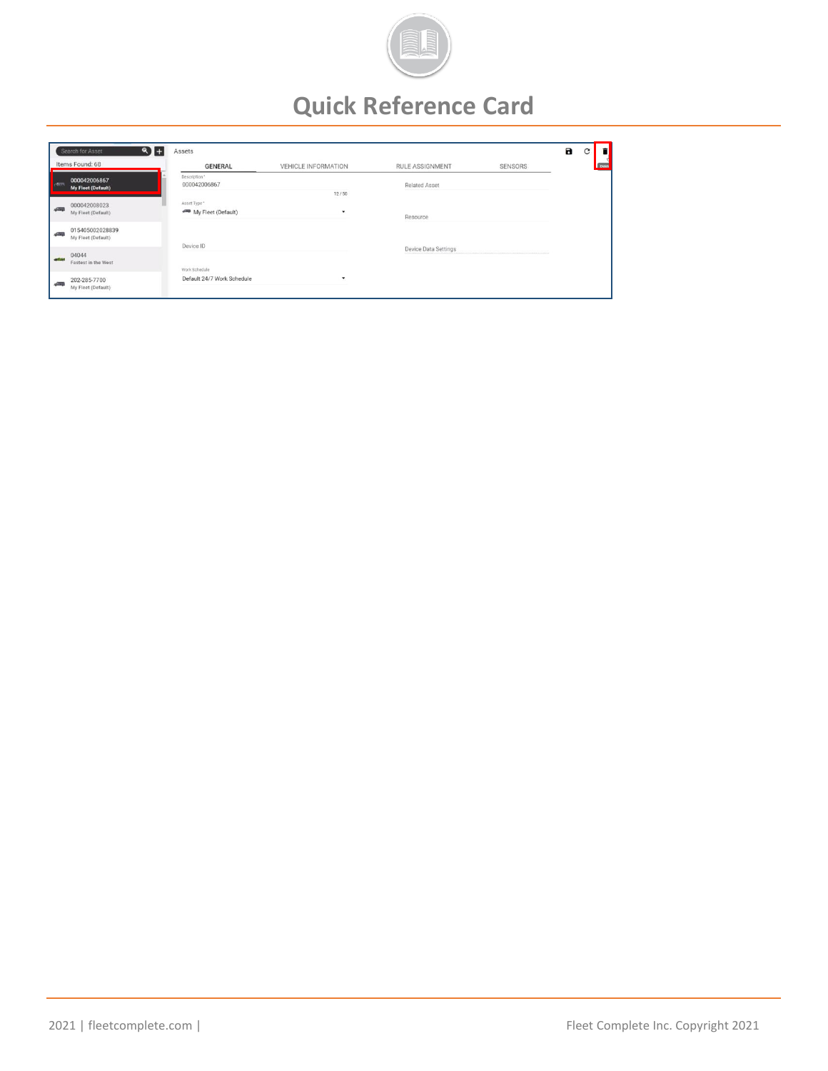# Quick Reference Card